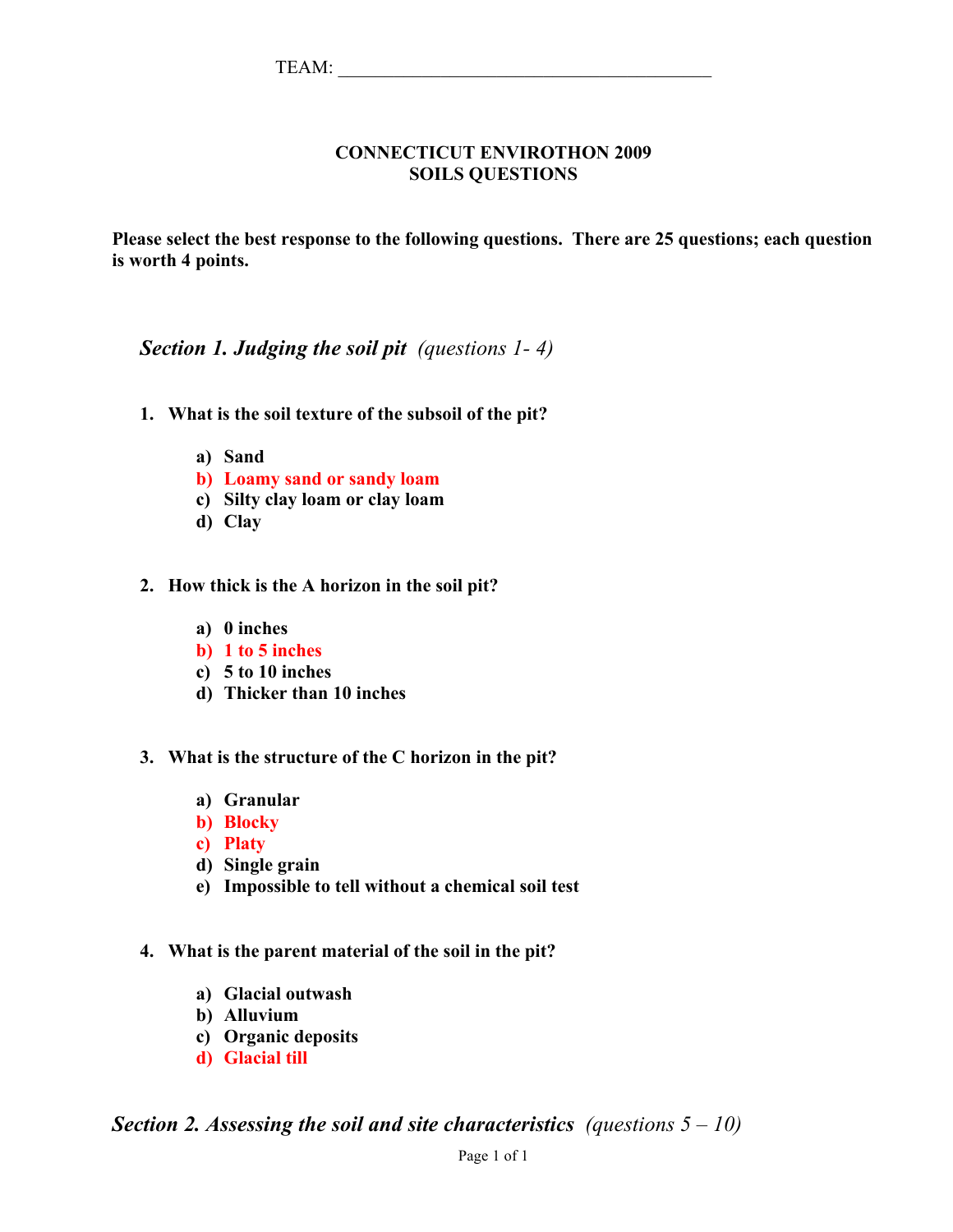TEAM: ________________________________________

**CONNECTICUT ENVIROTHON 2009**
**SOILS QUESTIONS**

**Please select the best response to the following questions. There are 25 questions; each question is worth 4 points.**

## *Section 1. Judging the soil pit* *(questions 1- 4)*

1. **What is the soil texture of the subsoil of the pit?**

   a) **Sand**
   b) **Loamy sand or sandy loam**
   c) **Silty clay loam or clay loam**
   d) **Clay**

2. **How thick is the A horizon in the soil pit?**

   a) **0 inches**
   b) **1 to 5 inches**
   c) **5 to 10 inches**
   d) **Thicker than 10 inches**

3. **What is the structure of the C horizon in the pit?**

   a) **Granular**
   b) **Blocky**
   c) **Platy**
   d) **Single grain**
   e) **Impossible to tell without a chemical soil test**

4. **What is the parent material of the soil in the pit?**

   a) **Glacial outwash**
   b) **Alluvium**
   c) **Organic deposits**
   d) **Glacial till**

## *Section 2. Assessing the soil and site characteristics* *(questions 5 – 10)*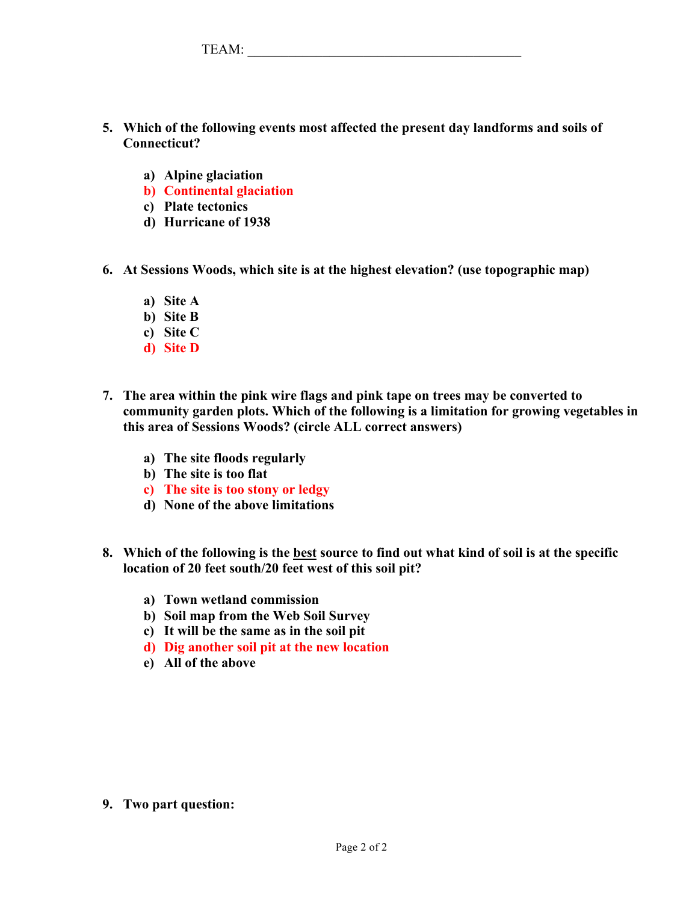TEAM: ________________________________________

**5. Which of the following events most affected the present day landforms and soils of Connecticut?**

- **a) Alpine glaciation**
- **b) Continental glaciation**
- **c) Plate tectonics**
- **d) Hurricane of 1938**

**6. At Sessions Woods, which site is at the highest elevation? (use topographic map)**

- **a) Site A**
- **b) Site B**
- **c) Site C**
- **d) Site D**

**7. The area within the pink wire flags and pink tape on trees may be converted to community garden plots. Which of the following is a limitation for growing vegetables in this area of Sessions Woods? (circle ALL correct answers)**

- **a) The site floods regularly**
- **b) The site is too flat**
- **c) The site is too stony or ledgy**
- **d) None of the above limitations**

**8. Which of the following is the best source to find out what kind of soil is at the specific location of 20 feet south/20 feet west of this soil pit?**

- **a) Town wetland commission**
- **b) Soil map from the Web Soil Survey**
- **c) It will be the same as in the soil pit**
- **d) Dig another soil pit at the new location**
- **e) All of the above**

**9. Two part question:**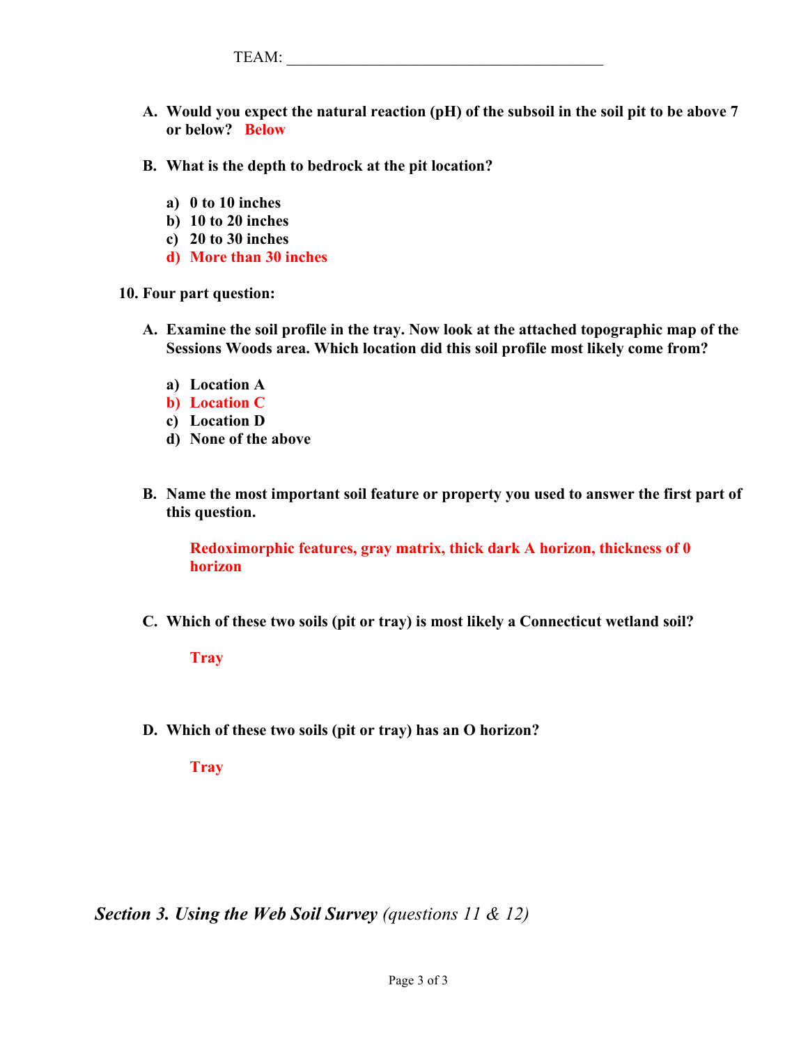TEAM: ________________________________________

**A. Would you expect the natural reaction (pH) of the subsoil in the soil pit to be above 7 or below?** Below

**B. What is the depth to bedrock at the pit location?**

a) **0 to 10 inches**
b) **10 to 20 inches**
c) **20 to 30 inches**
d) **More than 30 inches**

**10. Four part question:**

**A. Examine the soil profile in the tray. Now look at the attached topographic map of the Sessions Woods area. Which location did this soil profile most likely come from?**

a) **Location A**
b) **Location C**
c) **Location D**
d) **None of the above**

**B. Name the most important soil feature or property you used to answer the first part of this question.**

**Redoximorphic features, gray matrix, thick dark A horizon, thickness of 0 horizon**

**C. Which of these two soils (pit or tray) is most likely a Connecticut wetland soil?**

**Tray**

**D. Which of these two soils (pit or tray) has an O horizon?**

**Tray**

***Section 3. Using the Web Soil Survey*** *(questions 11 & 12)*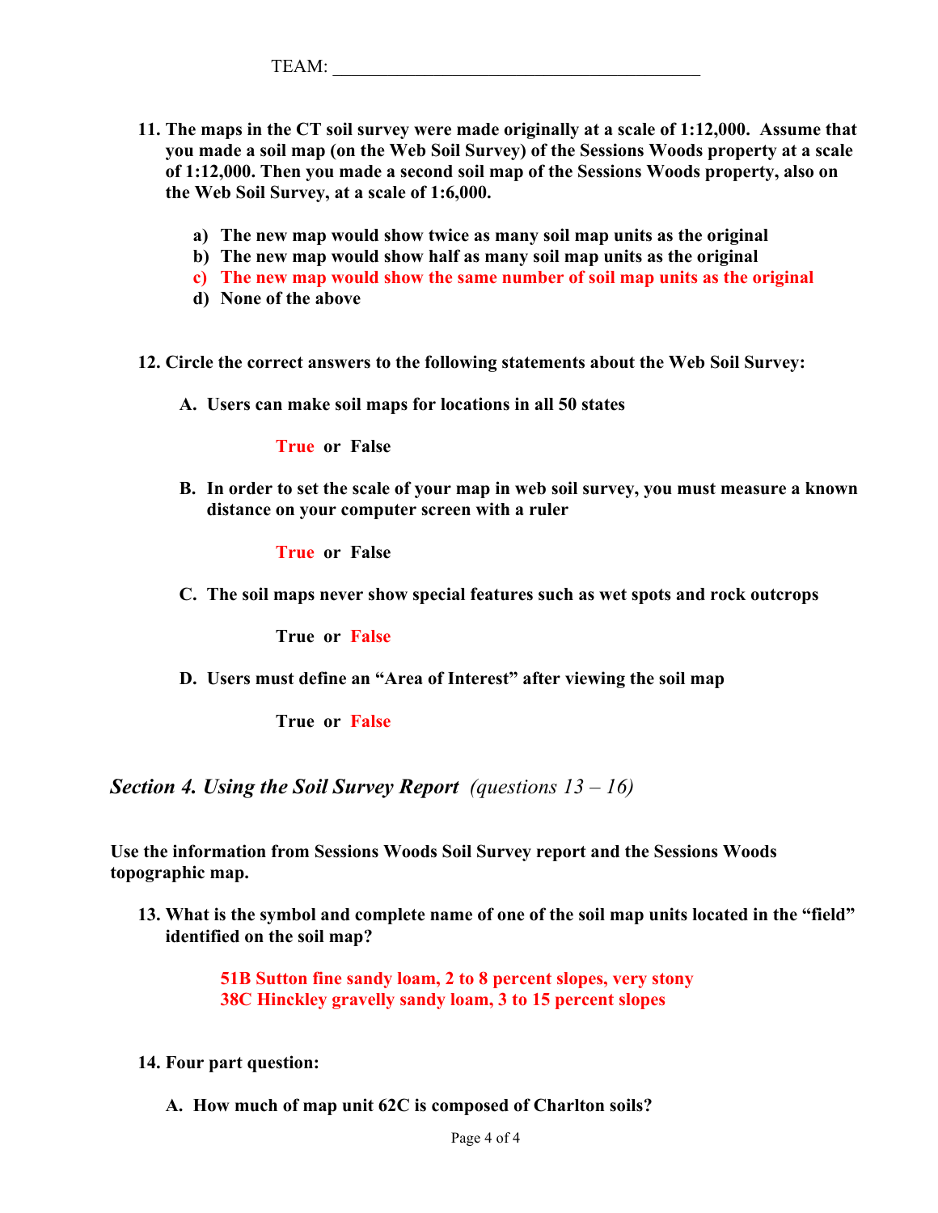TEAM: ________________________________________

11. **The maps in the CT soil survey were made originally at a scale of 1:12,000. Assume that you made a soil map (on the Web Soil Survey) of the Sessions Woods property at a scale of 1:12,000. Then you made a second soil map of the Sessions Woods property, also on the Web Soil Survey, at a scale of 1:6,000.**

    a) **The new map would show twice as many soil map units as the original**
    b) **The new map would show half as many soil map units as the original**
    c) **The new map would show the same number of soil map units as the original**
    d) **None of the above**

12. **Circle the correct answers to the following statements about the Web Soil Survey:**

    A. **Users can make soil maps for locations in all 50 states**

    **True or False**

    B. **In order to set the scale of your map in web soil survey, you must measure a known distance on your computer screen with a ruler**

    **True or False**

    C. **The soil maps never show special features such as wet spots and rock outcrops**

    **True or False**

    D. **Users must define an "Area of Interest" after viewing the soil map**

    **True or False**

## *Section 4. Using the Soil Survey Report* *(questions 13 – 16)*

**Use the information from Sessions Woods Soil Survey report and the Sessions Woods topographic map.**

13. **What is the symbol and complete name of one of the soil map units located in the "field" identified on the soil map?**

    **51B Sutton fine sandy loam, 2 to 8 percent slopes, very stony**
    **38C Hinckley gravelly sandy loam, 3 to 15 percent slopes**

14. **Four part question:**

    A. **How much of map unit 62C is composed of Charlton soils?**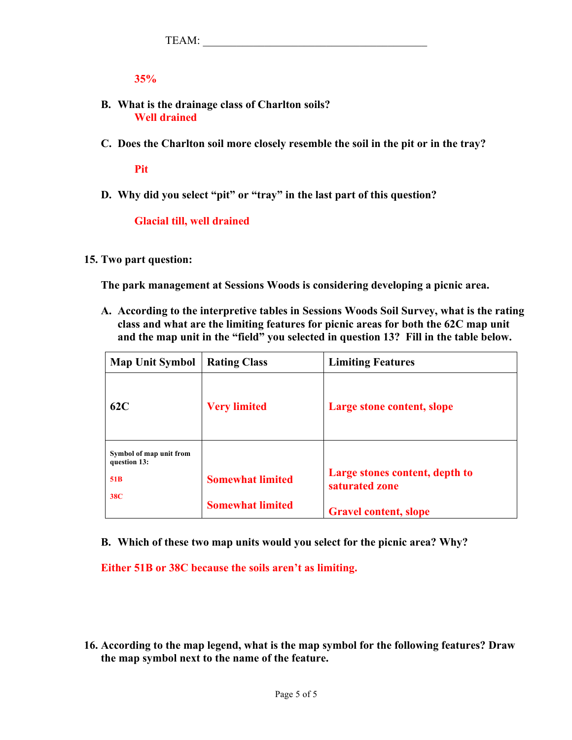TEAM: ________________________________________

35%

**B. What is the drainage class of Charlton soils?**

Well drained

**C. Does the Charlton soil more closely resemble the soil in the pit or in the tray?**

Pit

**D. Why did you select "pit" or "tray" in the last part of this question?**

Glacial till, well drained

**15. Two part question:**

**The park management at Sessions Woods is considering developing a picnic area.**

**A. According to the interpretive tables in Sessions Woods Soil Survey, what is the rating class and what are the limiting features for picnic areas for both the 62C map unit and the map unit in the "field" you selected in question 13? Fill in the table below.**

| Map Unit Symbol | Rating Class | Limiting Features |
|---|---|---|
| 62C | Very limited | Large stone content, slope |
| Symbol of map unit from question 13: 51B | Somewhat limited | Large stones content, depth to saturated zone |
| 38C | Somewhat limited | Gravel content, slope |

**B. Which of these two map units would you select for the picnic area? Why?**

Either 51B or 38C because the soils aren't as limiting.

**16. According to the map legend, what is the map symbol for the following features? Draw the map symbol next to the name of the feature.**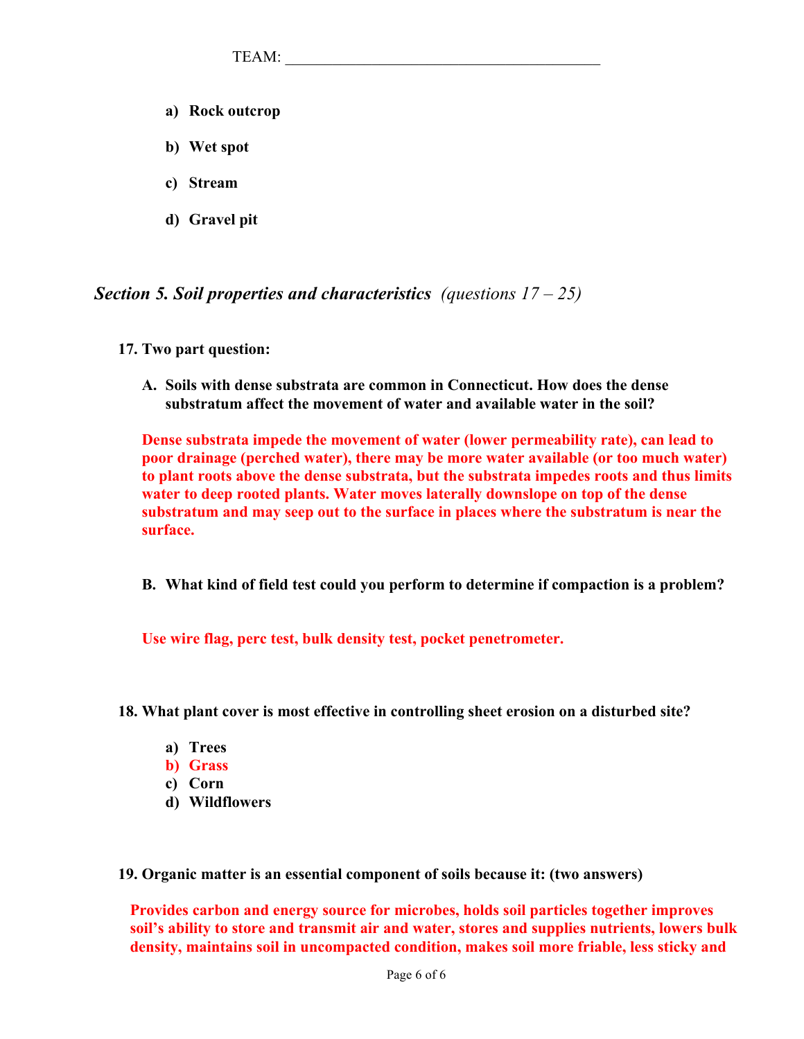TEAM: ________________________________________

a) **Rock outcrop**

b) **Wet spot**

c) **Stream**

d) **Gravel pit**

## *Section 5. Soil properties and characteristics* *(questions 17 – 25)*

**17. Two part question:**

**A. Soils with dense substrata are common in Connecticut. How does the dense substratum affect the movement of water and available water in the soil?**

**Dense substrata impede the movement of water (lower permeability rate), can lead to poor drainage (perched water), there may be more water available (or too much water) to plant roots above the dense substrata, but the substrata impedes roots and thus limits water to deep rooted plants. Water moves laterally downslope on top of the dense substratum and may seep out to the surface in places where the substratum is near the surface.**

**B. What kind of field test could you perform to determine if compaction is a problem?**

**Use wire flag, perc test, bulk density test, pocket penetrometer.**

**18. What plant cover is most effective in controlling sheet erosion on a disturbed site?**

a) **Trees**
b) **Grass**
c) **Corn**
d) **Wildflowers**

**19. Organic matter is an essential component of soils because it: (two answers)**

**Provides carbon and energy source for microbes, holds soil particles together improves soil's ability to store and transmit air and water, stores and supplies nutrients, lowers bulk density, maintains soil in uncompacted condition, makes soil more friable, less sticky and**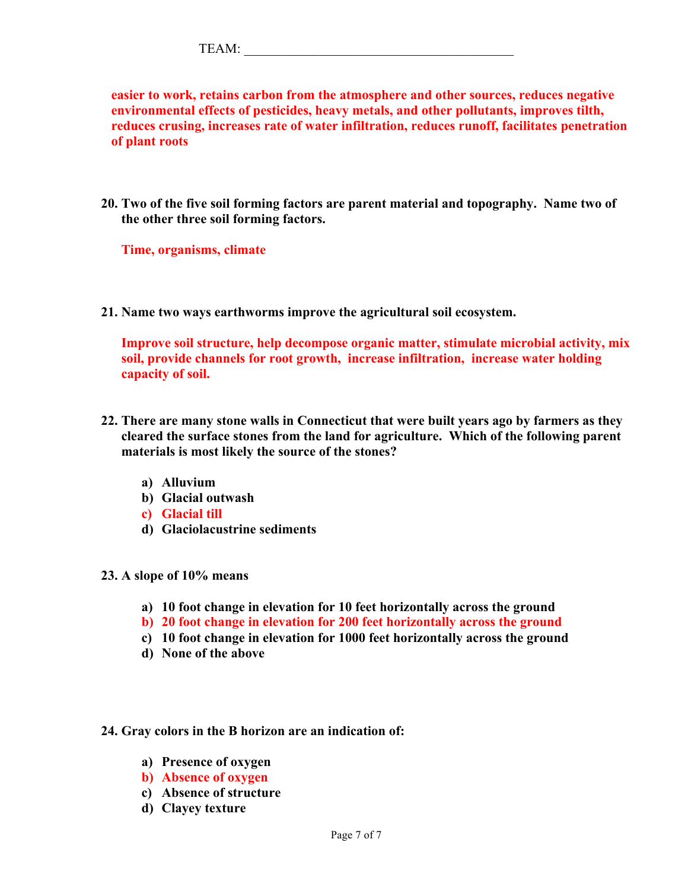TEAM: _______________________________________

**easier to work, retains carbon from the atmosphere and other sources, reduces negative environmental effects of pesticides, heavy metals, and other pollutants, improves tilth, reduces crusing, increases rate of water infiltration, reduces runoff, facilitates penetration of plant roots**

**20. Two of the five soil forming factors are parent material and topography. Name two of the other three soil forming factors.**

**Time, organisms, climate**

**21. Name two ways earthworms improve the agricultural soil ecosystem.**

**Improve soil structure, help decompose organic matter, stimulate microbial activity, mix soil, provide channels for root growth, increase infiltration, increase water holding capacity of soil.**

**22. There are many stone walls in Connecticut that were built years ago by farmers as they cleared the surface stones from the land for agriculture. Which of the following parent materials is most likely the source of the stones?**

- **a) Alluvium**
- **b) Glacial outwash**
- **c) Glacial till**
- **d) Glaciolacustrine sediments**

**23. A slope of 10% means**

- **a) 10 foot change in elevation for 10 feet horizontally across the ground**
- **b) 20 foot change in elevation for 200 feet horizontally across the ground**
- **c) 10 foot change in elevation for 1000 feet horizontally across the ground**
- **d) None of the above**

**24. Gray colors in the B horizon are an indication of:**

- **a) Presence of oxygen**
- **b) Absence of oxygen**
- **c) Absence of structure**
- **d) Clayey texture**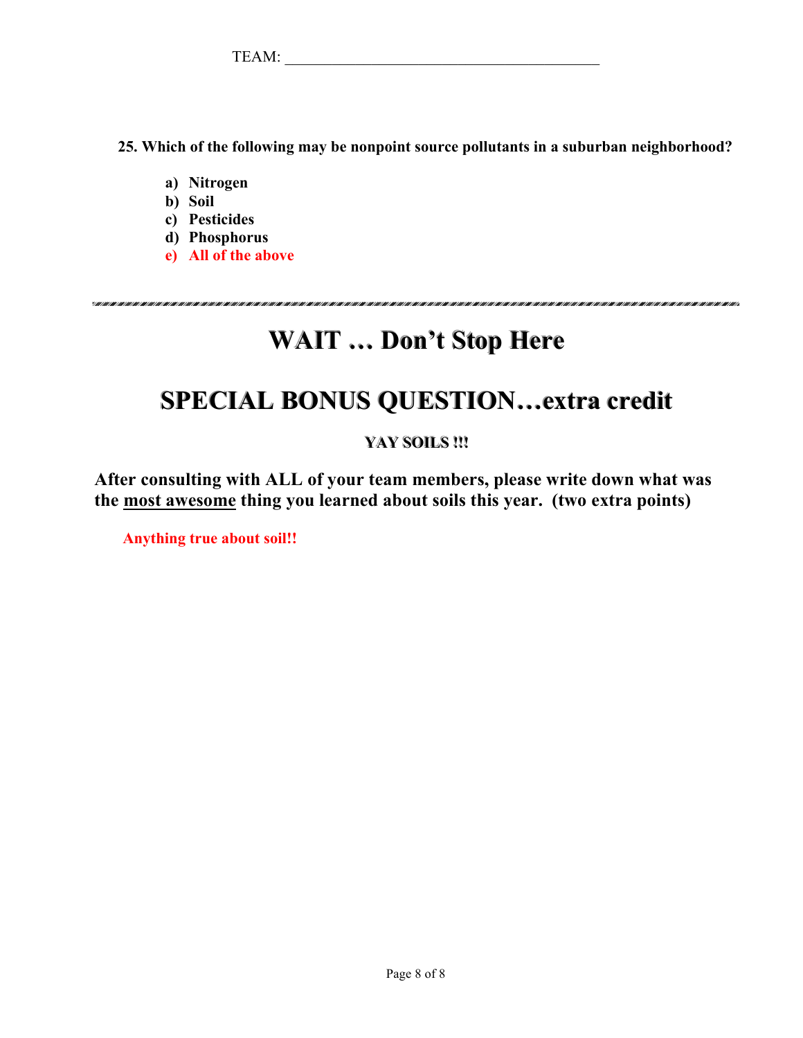TEAM: _______________________________________

**25. Which of the following may be nonpoint source pollutants in a suburban neighborhood?**

- **a) Nitrogen**
- **b) Soil**
- **c) Pesticides**
- **d) Phosphorus**
- **e) All of the above**

---

# WAIT … Don't Stop Here

# SPECIAL BONUS QUESTION…extra credit

**YAY SOILS !!!**

**After consulting with ALL of your team members, please write down what was the most awesome thing you learned about soils this year. (two extra points)**

**Anything true about soil!!**